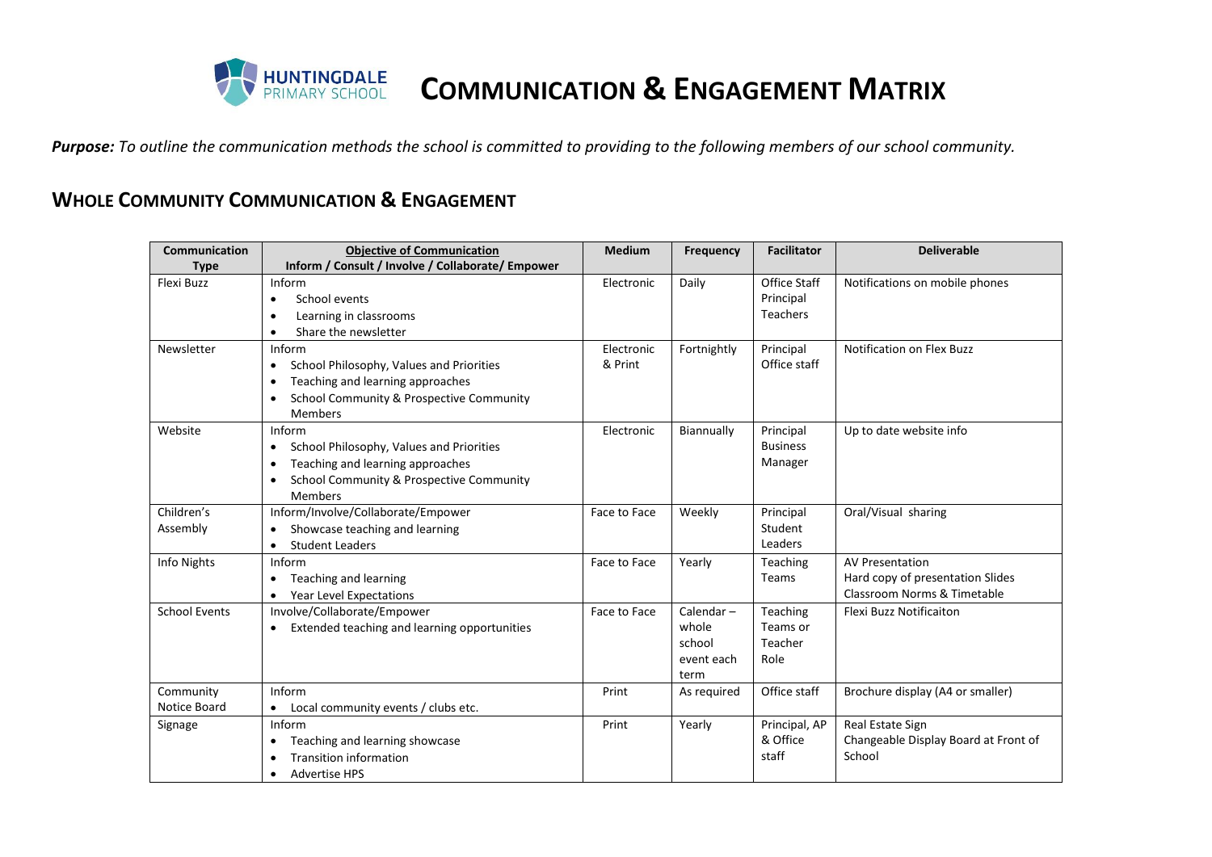# HUNTINGDALE PRIMARY SCHOOL — COMMUNICATION & ENGAGEMENT MATRIX

***Purpose:*** *To outline the communication methods the school is committed to providing to the following members of our school community.*

## WHOLE COMMUNITY COMMUNICATION & ENGAGEMENT

| Communication Type | Objective of Communication<br>Inform / Consult / Involve / Collaborate/ Empower | Medium | Frequency | Facilitator | Deliverable |
|---|---|---|---|---|---|
| Flexi Buzz | Inform<br>• School events<br>• Learning in classrooms<br>• Share the newsletter | Electronic | Daily | Office Staff<br>Principal<br>Teachers | Notifications on mobile phones |
| Newsletter | Inform<br>• School Philosophy, Values and Priorities<br>• Teaching and learning approaches<br>• School Community & Prospective Community Members | Electronic & Print | Fortnightly | Principal<br>Office staff | Notification on Flex Buzz |
| Website | Inform<br>• School Philosophy, Values and Priorities<br>• Teaching and learning approaches<br>• School Community & Prospective Community Members | Electronic | Biannually | Principal<br>Business Manager | Up to date website info |
| Children's Assembly | Inform/Involve/Collaborate/Empower<br>• Showcase teaching and learning<br>• Student Leaders | Face to Face | Weekly | Principal<br>Student Leaders | Oral/Visual sharing |
| Info Nights | Inform<br>• Teaching and learning<br>• Year Level Expectations | Face to Face | Yearly | Teaching Teams | AV Presentation<br>Hard copy of presentation Slides<br>Classroom Norms & Timetable |
| School Events | Involve/Collaborate/Empower<br>• Extended teaching and learning opportunities | Face to Face | Calendar – whole school event each term | Teaching Teams or Teacher Role | Flexi Buzz Notificaiton |
| Community Notice Board | Inform<br>• Local community events / clubs etc. | Print | As required | Office staff | Brochure display (A4 or smaller) |
| Signage | Inform<br>• Teaching and learning showcase<br>• Transition information<br>• Advertise HPS | Print | Yearly | Principal, AP & Office staff | Real Estate Sign<br>Changeable Display Board at Front of School |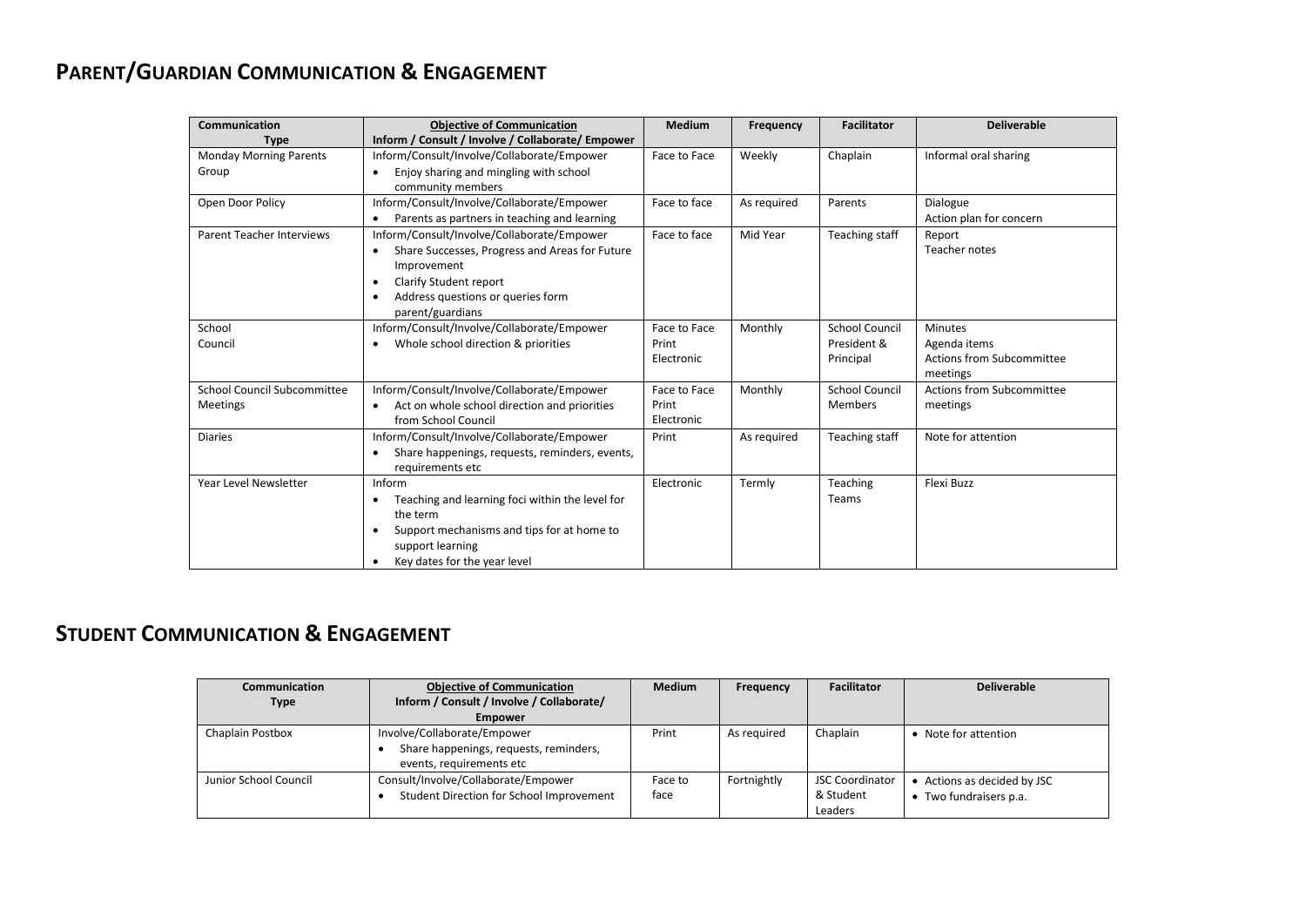## PARENT/GUARDIAN COMMUNICATION & ENGAGEMENT

| Communication Type | Objective of Communication Inform / Consult / Involve / Collaborate/ Empower | Medium | Frequency | Facilitator | Deliverable |
|---|---|---|---|---|---|
| Monday Morning Parents Group | Inform/Consult/Involve/Collaborate/Empower<br>• Enjoy sharing and mingling with school community members | Face to Face | Weekly | Chaplain | Informal oral sharing |
| Open Door Policy | Inform/Consult/Involve/Collaborate/Empower<br>• Parents as partners in teaching and learning | Face to face | As required | Parents | Dialogue<br>Action plan for concern |
| Parent Teacher Interviews | Inform/Consult/Involve/Collaborate/Empower<br>• Share Successes, Progress and Areas for Future Improvement<br>• Clarify Student report<br>• Address questions or queries form parent/guardians | Face to face | Mid Year | Teaching staff | Report<br>Teacher notes |
| School Council | Inform/Consult/Involve/Collaborate/Empower<br>• Whole school direction & priorities | Face to Face<br>Print<br>Electronic | Monthly | School Council President & Principal | Minutes<br>Agenda items<br>Actions from Subcommittee meetings |
| School Council Subcommittee Meetings | Inform/Consult/Involve/Collaborate/Empower<br>• Act on whole school direction and priorities from School Council | Face to Face<br>Print<br>Electronic | Monthly | School Council Members | Actions from Subcommittee meetings |
| Diaries | Inform/Consult/Involve/Collaborate/Empower<br>• Share happenings, requests, reminders, events, requirements etc | Print | As required | Teaching staff | Note for attention |
| Year Level Newsletter | Inform<br>• Teaching and learning foci within the level for the term<br>• Support mechanisms and tips for at home to support learning<br>• Key dates for the year level | Electronic | Termly | Teaching Teams | Flexi Buzz |

## STUDENT COMMUNICATION & ENGAGEMENT

| Communication Type | Objective of Communication Inform / Consult / Involve / Collaborate/ Empower | Medium | Frequency | Facilitator | Deliverable |
|---|---|---|---|---|---|
| Chaplain Postbox | Involve/Collaborate/Empower<br>• Share happenings, requests, reminders, events, requirements etc | Print | As required | Chaplain | • Note for attention |
| Junior School Council | Consult/Involve/Collaborate/Empower<br>• Student Direction for School Improvement | Face to face | Fortnightly | JSC Coordinator & Student Leaders | • Actions as decided by JSC<br>• Two fundraisers p.a. |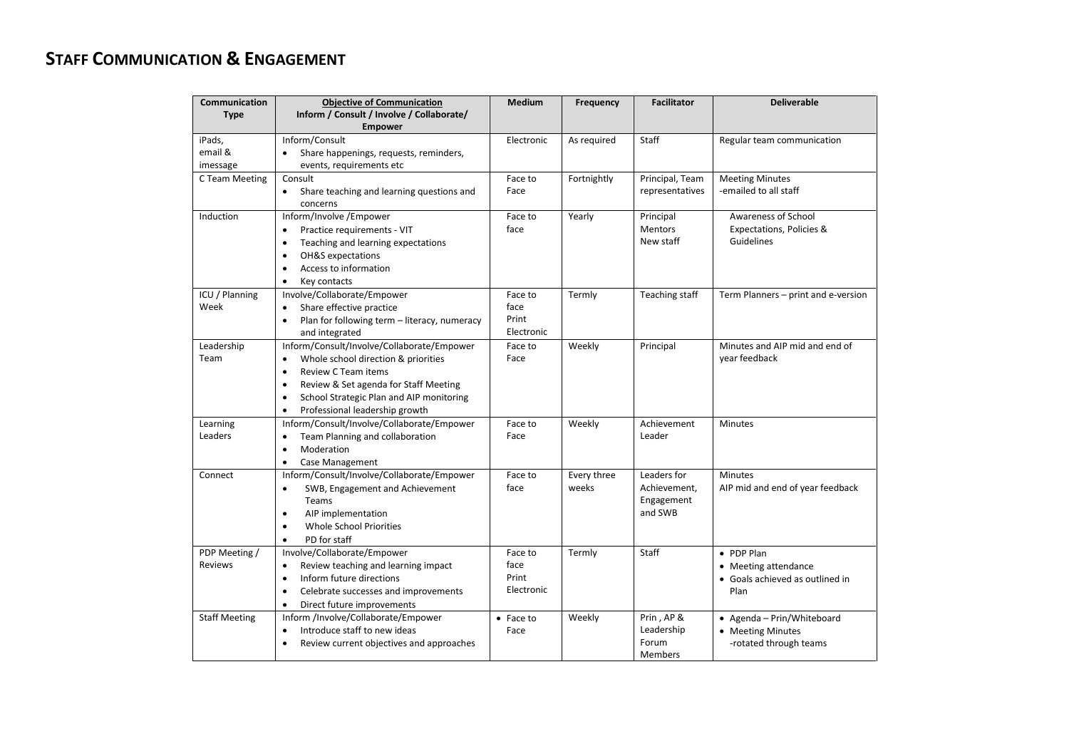# STAFF COMMUNICATION & ENGAGEMENT

| Communication Type | Objective of Communication<br>Inform / Consult / Involve / Collaborate/ Empower | Medium | Frequency | Facilitator | Deliverable |
|---|---|---|---|---|---|
| iPads, email & imessage | Inform/Consult<br>• Share happenings, requests, reminders, events, requirements etc | Electronic | As required | Staff | Regular team communication |
| C Team Meeting | Consult<br>• Share teaching and learning questions and concerns | Face to Face | Fortnightly | Principal, Team representatives | Meeting Minutes<br>-emailed to all staff |
| Induction | Inform/Involve /Empower<br>• Practice requirements - VIT<br>• Teaching and learning expectations<br>• OH&S expectations<br>• Access to information<br>• Key contacts | Face to face | Yearly | Principal<br>Mentors<br>New staff | Awareness of School Expectations, Policies & Guidelines |
| ICU / Planning Week | Involve/Collaborate/Empower<br>• Share effective practice<br>• Plan for following term – literacy, numeracy and integrated | Face to face<br>Print<br>Electronic | Termly | Teaching staff | Term Planners – print and e-version |
| Leadership Team | Inform/Consult/Involve/Collaborate/Empower<br>• Whole school direction & priorities<br>• Review C Team items<br>• Review & Set agenda for Staff Meeting<br>• School Strategic Plan and AIP monitoring<br>• Professional leadership growth | Face to Face | Weekly | Principal | Minutes and AIP mid and end of year feedback |
| Learning Leaders | Inform/Consult/Involve/Collaborate/Empower<br>• Team Planning and collaboration<br>• Moderation<br>• Case Management | Face to Face | Weekly | Achievement Leader | Minutes |
| Connect | Inform/Consult/Involve/Collaborate/Empower<br>• SWB, Engagement and Achievement Teams<br>• AIP implementation<br>• Whole School Priorities<br>• PD for staff | Face to face | Every three weeks | Leaders for Achievement, Engagement and SWB | Minutes<br>AIP mid and end of year feedback |
| PDP Meeting / Reviews | Involve/Collaborate/Empower<br>• Review teaching and learning impact<br>• Inform future directions<br>• Celebrate successes and improvements<br>• Direct future improvements | Face to face<br>Print<br>Electronic | Termly | Staff | • PDP Plan<br>• Meeting attendance<br>• Goals achieved as outlined in Plan |
| Staff Meeting | Inform /Involve/Collaborate/Empower<br>• Introduce staff to new ideas<br>• Review current objectives and approaches | • Face to Face | Weekly | Prin , AP & Leadership Forum Members | • Agenda – Prin/Whiteboard<br>• Meeting Minutes<br>-rotated through teams |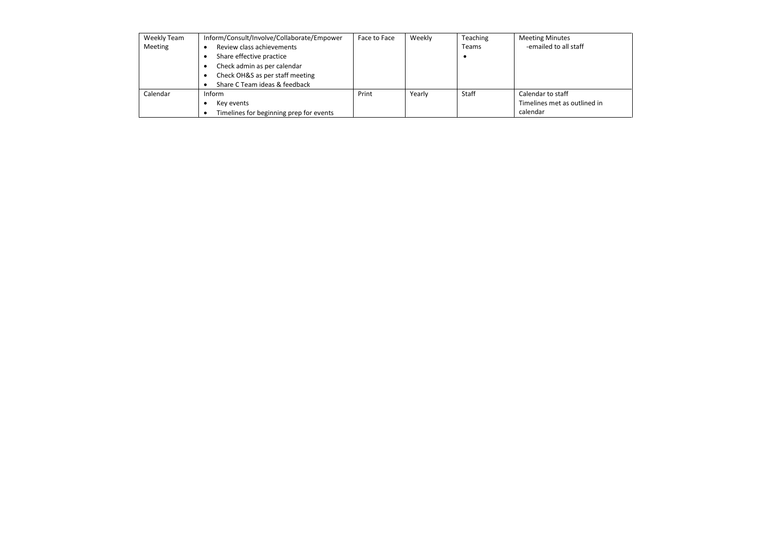| Weekly Team Meeting | Inform/Consult/Involve/Collaborate/Empower<br>• Review class achievements<br>• Share effective practice<br>• Check admin as per calendar<br>• Check OH&S as per staff meeting<br>• Share C Team ideas & feedback | Face to Face | Weekly | Teaching Teams<br>• | Meeting Minutes<br>-emailed to all staff |
|---|---|---|---|---|---|
| Calendar | Inform<br>• Key events<br>• Timelines for beginning prep for events | Print | Yearly | Staff | Calendar to staff<br>Timelines met as outlined in calendar |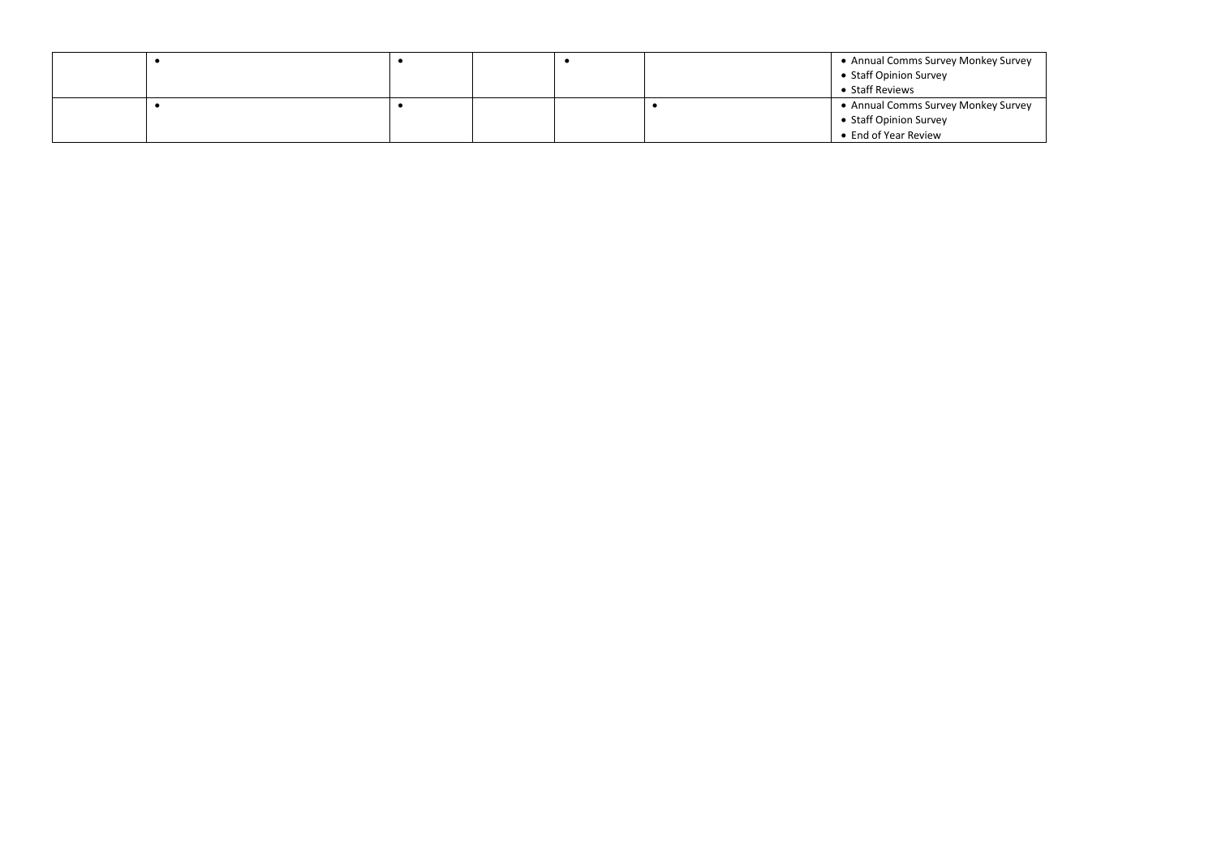| | | | | | | |
|---|---|---|---|---|---|---|
| | • | • | | • | | • Annual Comms Survey Monkey Survey<br>• Staff Opinion Survey<br>• Staff Reviews |
| | • | • | | | • | • Annual Comms Survey Monkey Survey<br>• Staff Opinion Survey<br>• End of Year Review |